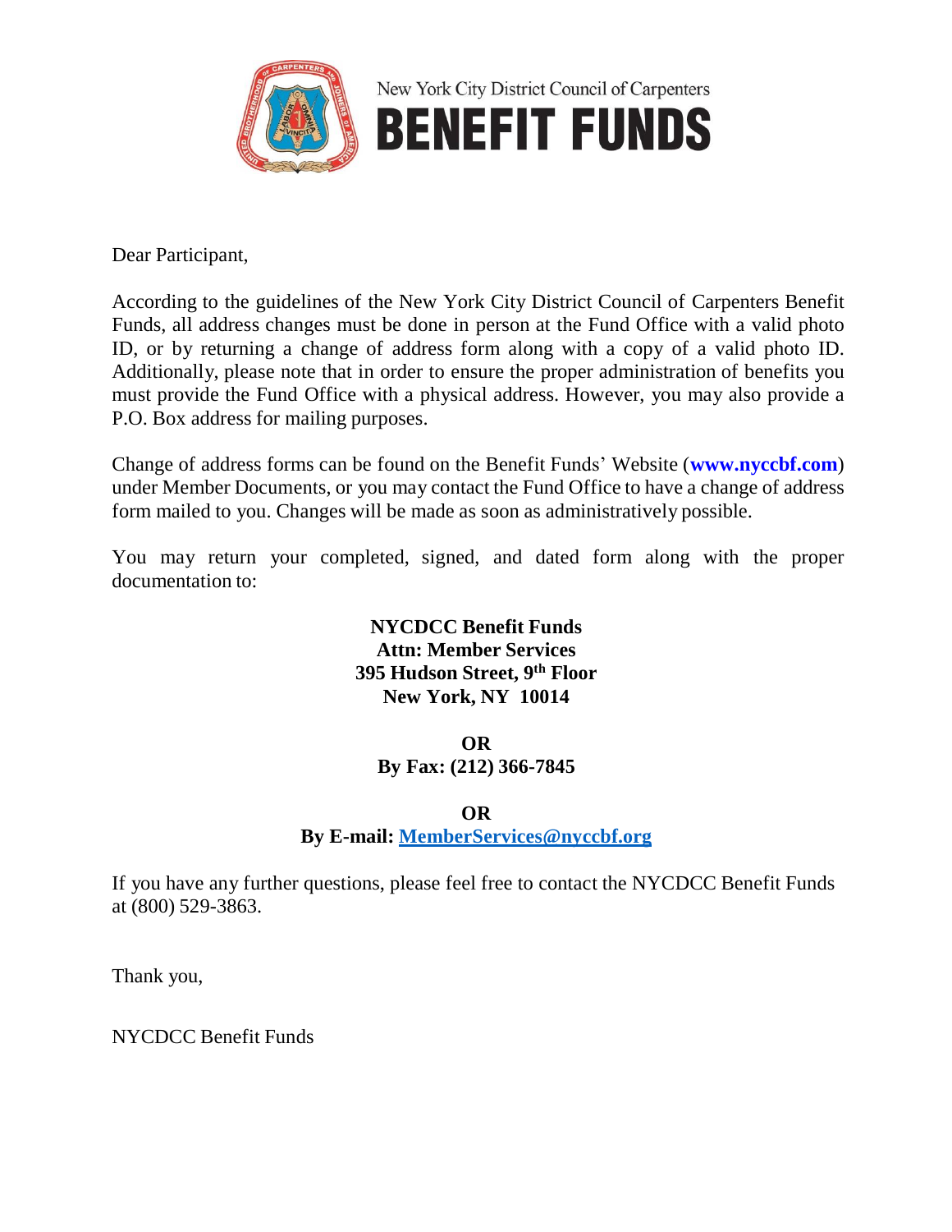New York City District Council of Carpenters

# BENEFIT FUNDS

Dear Participant,

According to the guidelines of the New York City District Council of Carpenters Benefit Funds, all address changes must be done in person at the Fund Office with a valid photo ID, or by returning a change of address form along with a copy of a valid photo ID. Additionally, please note that in order to ensure the proper administration of benefits you must provide the Fund Office with a physical address. However, you may also provide a P.O. Box address for mailing purposes.

Change of address forms can be found on the Benefit Funds' Website (**www.nyccbf.com**) under Member Documents, or you may contact the Fund Office to have a change of address form mailed to you. Changes will be made as soon as administratively possible.

You may return your completed, signed, and dated form along with the proper documentation to:

**NYCDCC Benefit Funds**
**Attn: Member Services**
**395 Hudson Street, 9th Floor**
**New York, NY 10014**

**OR**
**By Fax: (212) 366-7845**

**OR**
**By E-mail: MemberServices@nyccbf.org**

If you have any further questions, please feel free to contact the NYCDCC Benefit Funds at (800) 529-3863.

Thank you,

NYCDCC Benefit Funds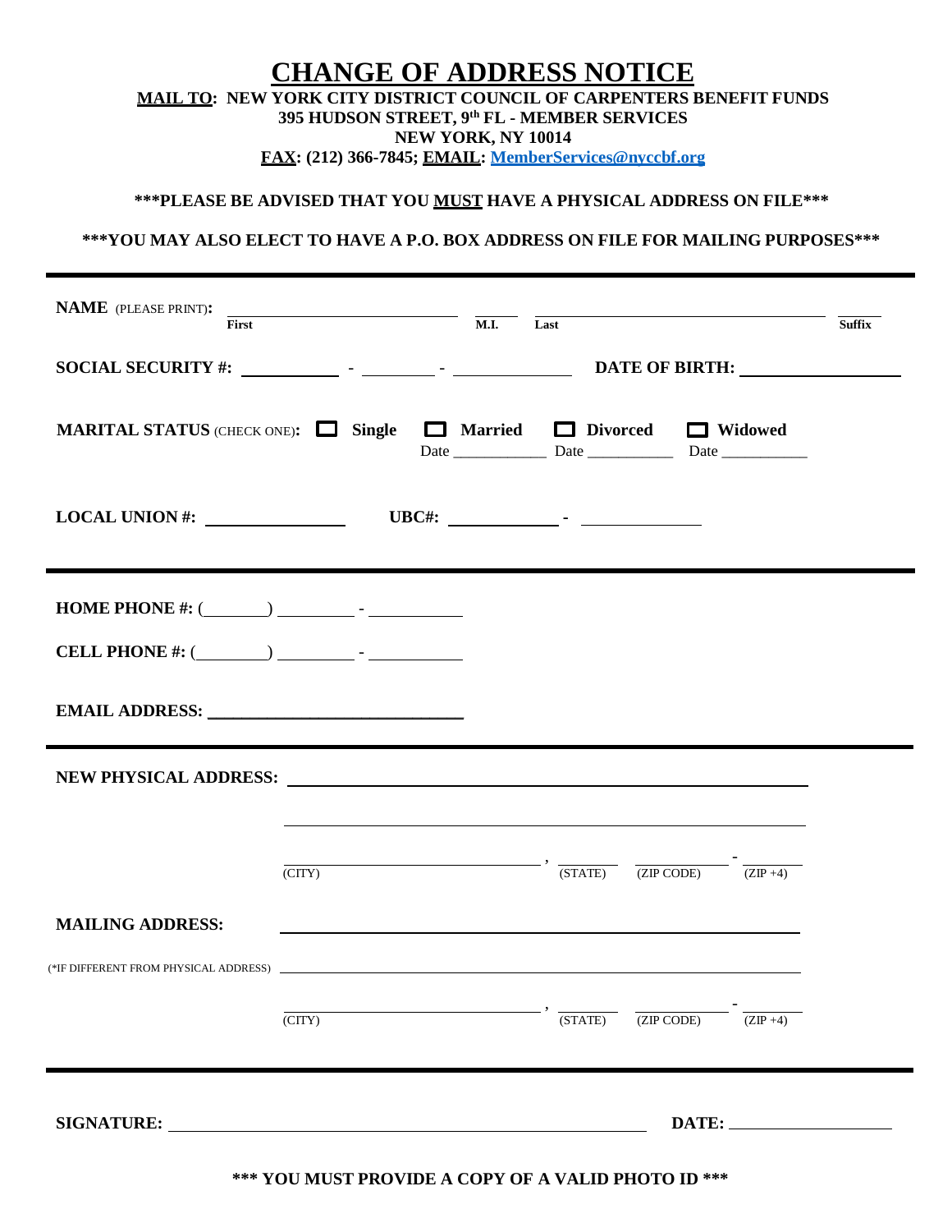# CHANGE OF ADDRESS NOTICE

**MAIL TO: NEW YORK CITY DISTRICT COUNCIL OF CARPENTERS BENEFIT FUNDS**
**395 HUDSON STREET, 9th FL - MEMBER SERVICES**
**NEW YORK, NY 10014**
**FAX: (212) 366-7845; EMAIL: MemberServices@nyccbf.org**

**\*\*\*PLEASE BE ADVISED THAT YOU MUST HAVE A PHYSICAL ADDRESS ON FILE\*\*\***

**\*\*\*YOU MAY ALSO ELECT TO HAVE A P.O. BOX ADDRESS ON FILE FOR MAILING PURPOSES\*\*\***

---

**NAME** (PLEASE PRINT): ______________________ First ____ M.I. ______________________ Last ____ Suffix

**SOCIAL SECURITY #:** ________ - ______ - __________ **DATE OF BIRTH:** ______________

**MARITAL STATUS** (CHECK ONE): ☐ **Single** ☐ **Married** Date ________ ☐ **Divorced** Date ________ ☐ **Widowed** Date ________

**LOCAL UNION #:** ____________ **UBC#:** __________ - __________

---

**HOME PHONE #:** (______) ________ - ________

**CELL PHONE #:** (______) ________ - ________

**EMAIL ADDRESS:** ______________________________

---

**NEW PHYSICAL ADDRESS:** ______________________________________________

______________________________________________

______________________ (CITY), ______ (STATE) __________ (ZIP CODE) - ______ (ZIP +4)

**MAILING ADDRESS:** ______________________________________________

(*IF DIFFERENT FROM PHYSICAL ADDRESS) ______________________________________________

______________________ (CITY), ______ (STATE) __________ (ZIP CODE) - ______ (ZIP +4)

---

**SIGNATURE:** ______________________________________________ **DATE:** ______________

**\*\*\* YOU MUST PROVIDE A COPY OF A VALID PHOTO ID \*\*\***